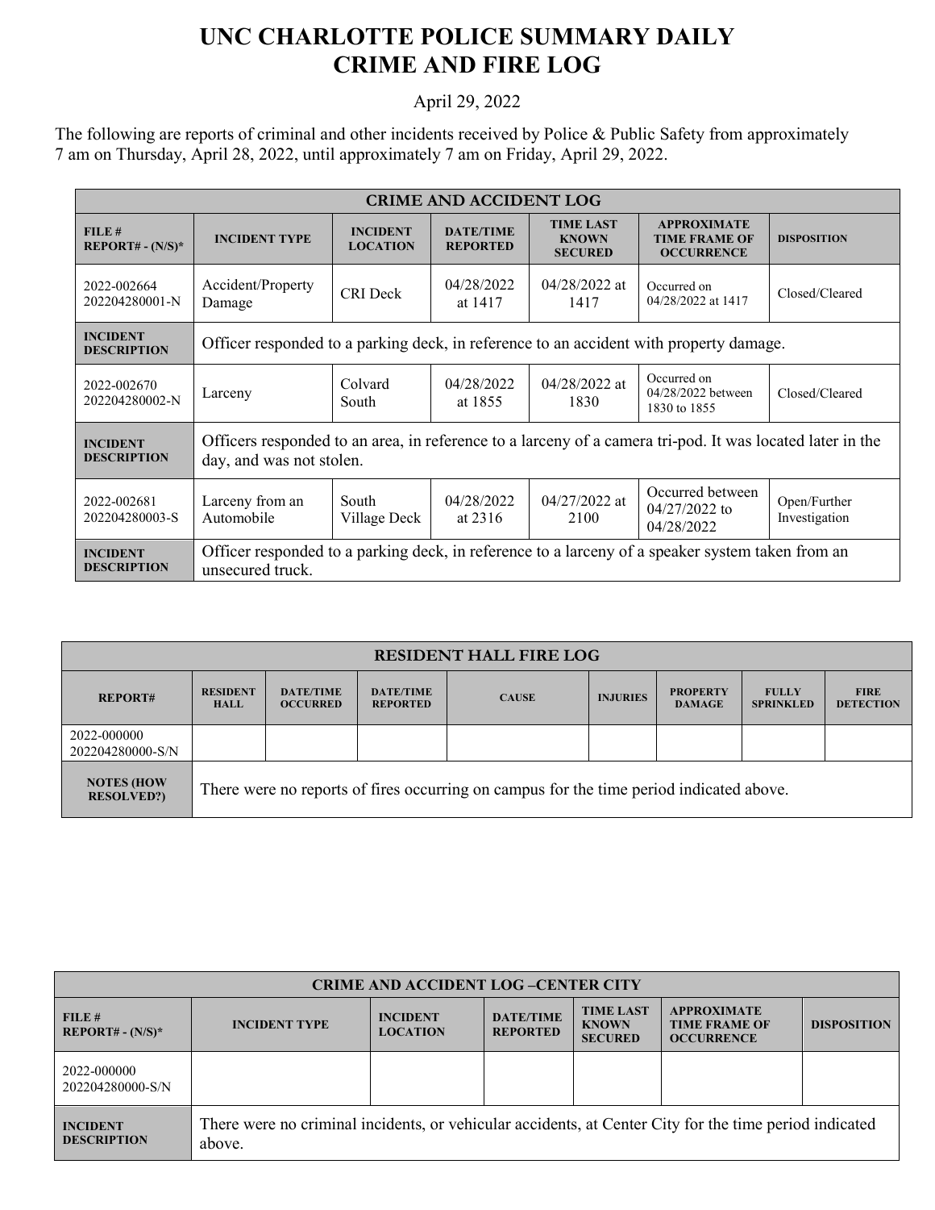# UNC CHARLOTTE POLICE SUMMARY DAILY CRIME AND FIRE LOG

April 29, 2022

The following are reports of criminal and other incidents received by Police & Public Safety from approximately 7 am on Thursday, April 28, 2022, until approximately 7 am on Friday, April 29, 2022.

| CRIME AND ACCIDENT LOG | | | | | | |
|---|---|---|---|---|---|---|
| **FILE # REPORT# - (N/S)*** | **INCIDENT TYPE** | **INCIDENT LOCATION** | **DATE/TIME REPORTED** | **TIME LAST KNOWN SECURED** | **APPROXIMATE TIME FRAME OF OCCURRENCE** | **DISPOSITION** |
| 2022-002664 202204280001-N | Accident/Property Damage | CRI Deck | 04/28/2022 at 1417 | 04/28/2022 at 1417 | Occurred on 04/28/2022 at 1417 | Closed/Cleared |
| **INCIDENT DESCRIPTION** | Officer responded to a parking deck, in reference to an accident with property damage. | | | | | |
| 2022-002670 202204280002-N | Larceny | Colvard South | 04/28/2022 at 1855 | 04/28/2022 at 1830 | Occurred on 04/28/2022 between 1830 to 1855 | Closed/Cleared |
| **INCIDENT DESCRIPTION** | Officers responded to an area, in reference to a larceny of a camera tri-pod. It was located later in the day, and was not stolen. | | | | | |
| 2022-002681 202204280003-S | Larceny from an Automobile | South Village Deck | 04/28/2022 at 2316 | 04/27/2022 at 2100 | Occurred between 04/27/2022 to 04/28/2022 | Open/Further Investigation |
| **INCIDENT DESCRIPTION** | Officer responded to a parking deck, in reference to a larceny of a speaker system taken from an unsecured truck. | | | | | |

| RESIDENT HALL FIRE LOG | | | | | | | | |
|---|---|---|---|---|---|---|---|---|
| **REPORT#** | **RESIDENT HALL** | **DATE/TIME OCCURRED** | **DATE/TIME REPORTED** | **CAUSE** | **INJURIES** | **PROPERTY DAMAGE** | **FULLY SPRINKLED** | **FIRE DETECTION** |
| 2022-000000 202204280000-S/N | | | | | | | | |
| **NOTES (HOW RESOLVED?)** | There were no reports of fires occurring on campus for the time period indicated above. | | | | | | | |

| CRIME AND ACCIDENT LOG –CENTER CITY | | | | | | |
|---|---|---|---|---|---|---|
| **FILE # REPORT# - (N/S)*** | **INCIDENT TYPE** | **INCIDENT LOCATION** | **DATE/TIME REPORTED** | **TIME LAST KNOWN SECURED** | **APPROXIMATE TIME FRAME OF OCCURRENCE** | **DISPOSITION** |
| 2022-000000 202204280000-S/N | | | | | | |
| **INCIDENT DESCRIPTION** | There were no criminal incidents, or vehicular accidents, at Center City for the time period indicated above. | | | | | |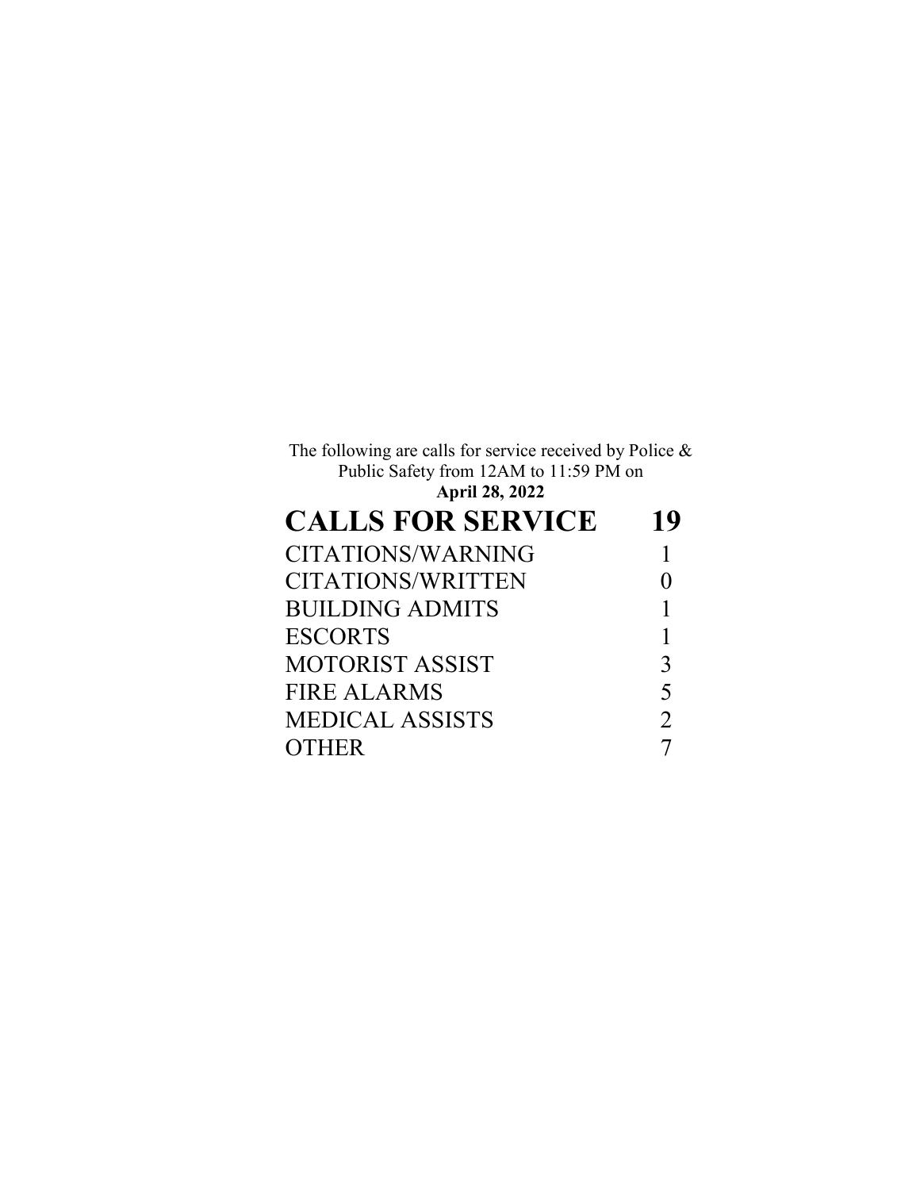The following are calls for service received by Police & Public Safety from 12AM to 11:59 PM on

**April 28, 2022**

| | |
|---|---|
| **CALLS FOR SERVICE** | **19** |
| CITATIONS/WARNING | 1 |
| CITATIONS/WRITTEN | 0 |
| BUILDING ADMITS | 1 |
| ESCORTS | 1 |
| MOTORIST ASSIST | 3 |
| FIRE ALARMS | 5 |
| MEDICAL ASSISTS | 2 |
| OTHER | 7 |